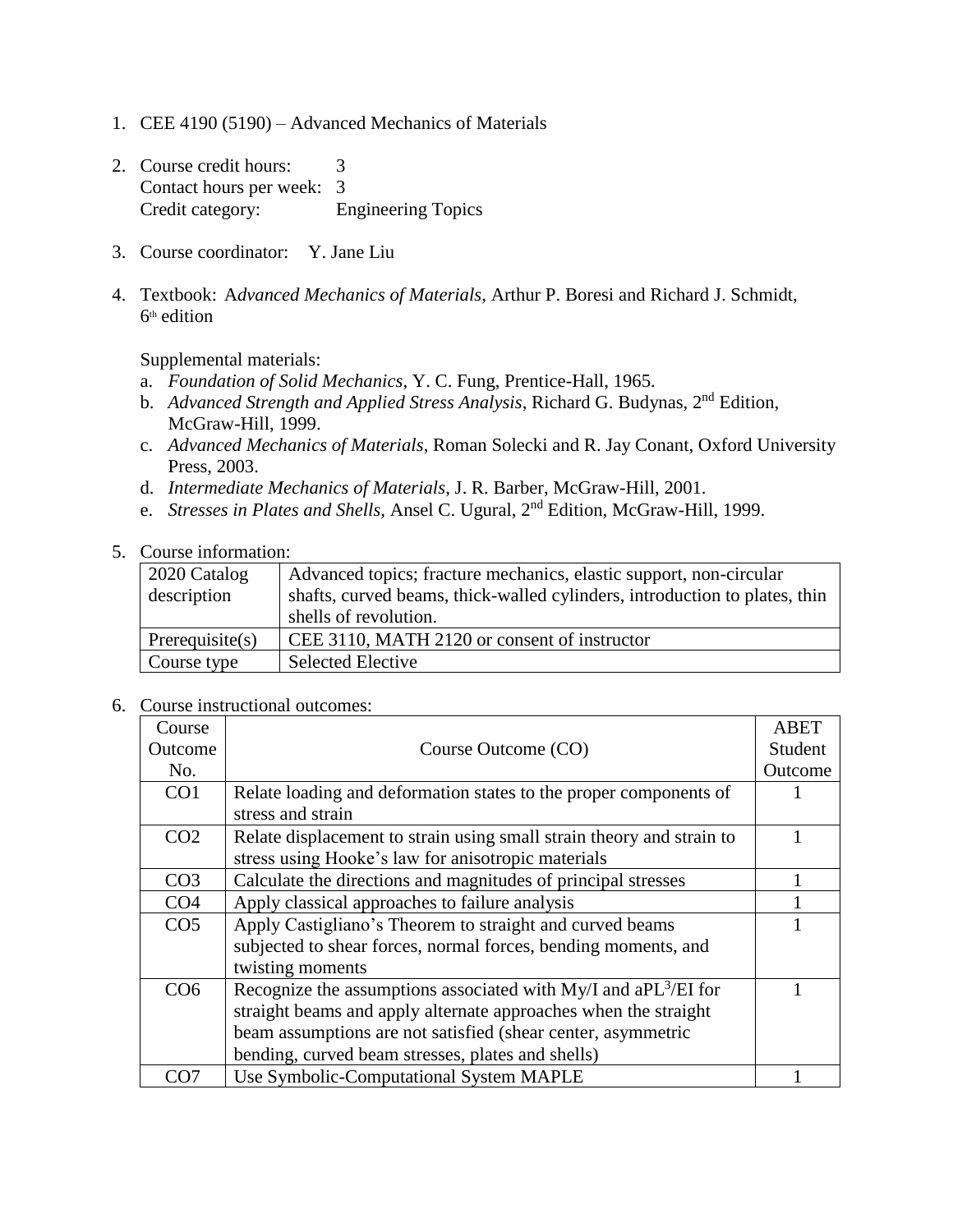1. CEE 4190 (5190) – Advanced Mechanics of Materials

2. Course credit hours: 3
   Contact hours per week: 3
   Credit category: Engineering Topics

3. Course coordinator: Y. Jane Liu

4. Textbook: *Advanced Mechanics of Materials*, Arthur P. Boresi and Richard J. Schmidt, 6th edition

   Supplemental materials:
   a. *Foundation of Solid Mechanics*, Y. C. Fung, Prentice-Hall, 1965.
   b. *Advanced Strength and Applied Stress Analysis*, Richard G. Budynas, 2nd Edition, McGraw-Hill, 1999.
   c. *Advanced Mechanics of Materials*, Roman Solecki and R. Jay Conant, Oxford University Press, 2003.
   d. *Intermediate Mechanics of Materials*, J. R. Barber, McGraw-Hill, 2001.
   e. *Stresses in Plates and Shells*, Ansel C. Ugural, 2nd Edition, McGraw-Hill, 1999.

5. Course information:

| 2020 Catalog description | Advanced topics; fracture mechanics, elastic support, non-circular shafts, curved beams, thick-walled cylinders, introduction to plates, thin shells of revolution. |
|---|---|
| Prerequisite(s) | CEE 3110, MATH 2120 or consent of instructor |
| Course type | Selected Elective |

6. Course instructional outcomes:

| Course Outcome No. | Course Outcome (CO) | ABET Student Outcome |
|---|---|---|
| CO1 | Relate loading and deformation states to the proper components of stress and strain | 1 |
| CO2 | Relate displacement to strain using small strain theory and strain to stress using Hooke's law for anisotropic materials | 1 |
| CO3 | Calculate the directions and magnitudes of principal stresses | 1 |
| CO4 | Apply classical approaches to failure analysis | 1 |
| CO5 | Apply Castigliano's Theorem to straight and curved beams subjected to shear forces, normal forces, bending moments, and twisting moments | 1 |
| CO6 | Recognize the assumptions associated with $My/I$ and $aPL^3/EI$ for straight beams and apply alternate approaches when the straight beam assumptions are not satisfied (shear center, asymmetric bending, curved beam stresses, plates and shells) | 1 |
| CO7 | Use Symbolic-Computational System MAPLE | 1 |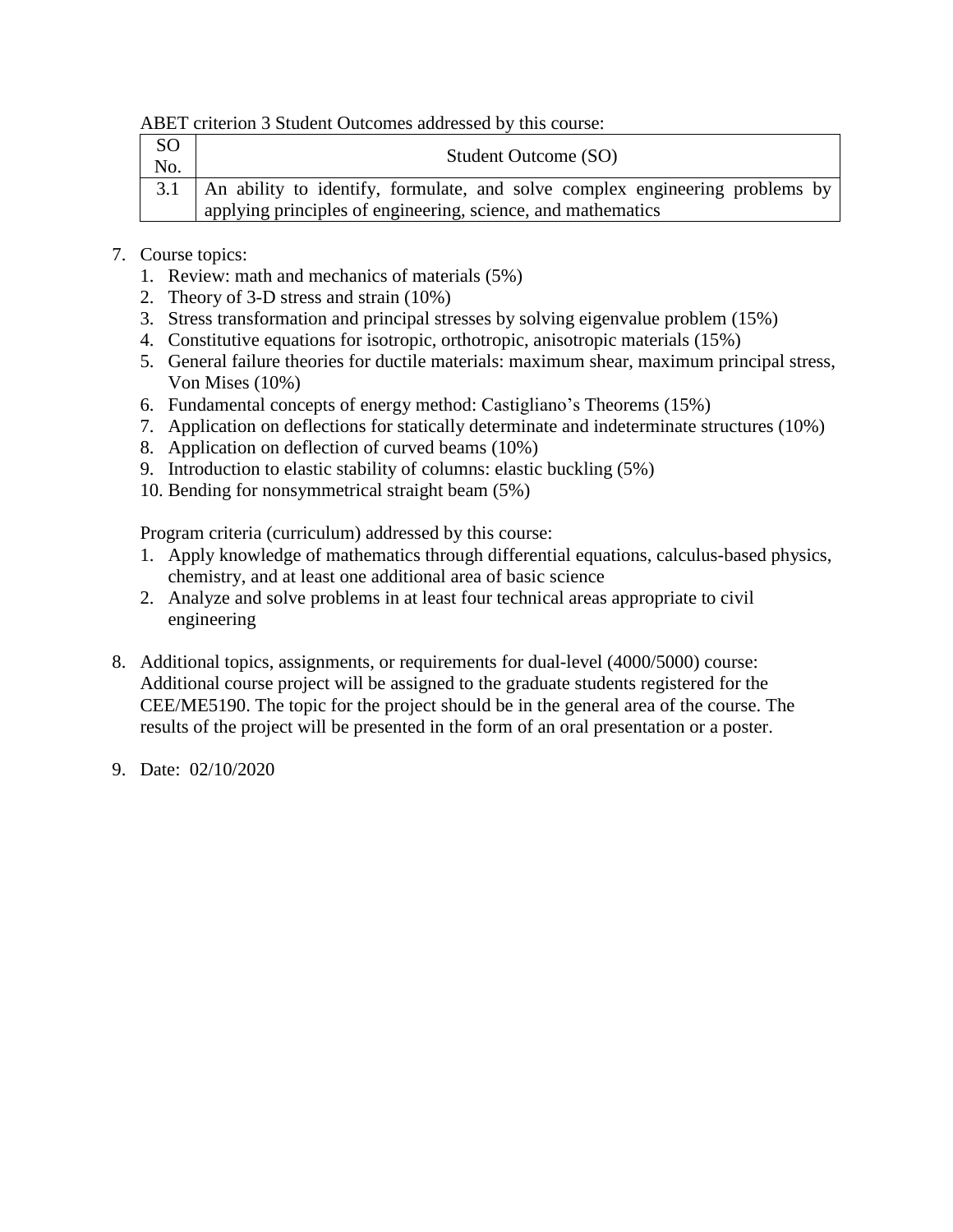ABET criterion 3 Student Outcomes addressed by this course:

| SO No. | Student Outcome (SO) |
|---|---|
| 3.1 | An ability to identify, formulate, and solve complex engineering problems by applying principles of engineering, science, and mathematics |

7. Course topics:
   1. Review: math and mechanics of materials (5%)
   2. Theory of 3-D stress and strain (10%)
   3. Stress transformation and principal stresses by solving eigenvalue problem (15%)
   4. Constitutive equations for isotropic, orthotropic, anisotropic materials (15%)
   5. General failure theories for ductile materials: maximum shear, maximum principal stress, Von Mises (10%)
   6. Fundamental concepts of energy method: Castigliano's Theorems (15%)
   7. Application on deflections for statically determinate and indeterminate structures (10%)
   8. Application on deflection of curved beams (10%)
   9. Introduction to elastic stability of columns: elastic buckling (5%)
   10. Bending for nonsymmetrical straight beam (5%)

   Program criteria (curriculum) addressed by this course:
   1. Apply knowledge of mathematics through differential equations, calculus-based physics, chemistry, and at least one additional area of basic science
   2. Analyze and solve problems in at least four technical areas appropriate to civil engineering

8. Additional topics, assignments, or requirements for dual-level (4000/5000) course: Additional course project will be assigned to the graduate students registered for the CEE/ME5190. The topic for the project should be in the general area of the course. The results of the project will be presented in the form of an oral presentation or a poster.

9. Date: 02/10/2020